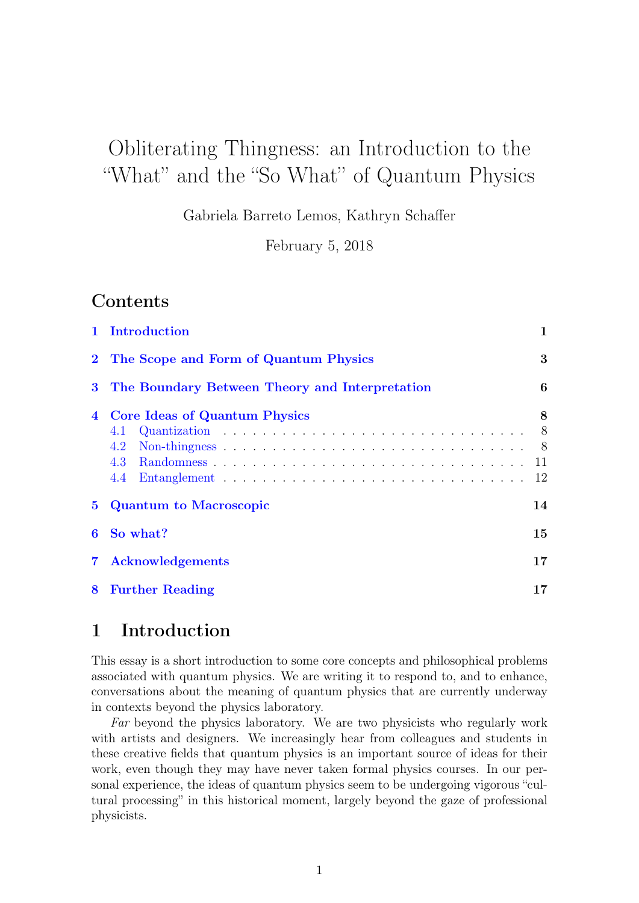# Obliterating Thingness: an Introduction to the "What" and the "So What" of Quantum Physics

Gabriela Barreto Lemos, Kathryn Schaffer

February 5, 2018

## Contents

- **1 Introduction** — 1
- **2 The Scope and Form of Quantum Physics** — 3
- **3 The Boundary Between Theory and Interpretation** — 6
- **4 Core Ideas of Quantum Physics** — 8
  - 4.1 Quantization — 8
  - 4.2 Non-thingness — 8
  - 4.3 Randomness — 11
  - 4.4 Entanglement — 12
- **5 Quantum to Macroscopic** — 14
- **6 So what?** — 15
- **7 Acknowledgements** — 17
- **8 Further Reading** — 17

## 1 Introduction

This essay is a short introduction to some core concepts and philosophical problems associated with quantum physics. We are writing it to respond to, and to enhance, conversations about the meaning of quantum physics that are currently underway in contexts beyond the physics laboratory.

*Far* beyond the physics laboratory. We are two physicists who regularly work with artists and designers. We increasingly hear from colleagues and students in these creative fields that quantum physics is an important source of ideas for their work, even though they may have never taken formal physics courses. In our personal experience, the ideas of quantum physics seem to be undergoing vigorous "cultural processing" in this historical moment, largely beyond the gaze of professional physicists.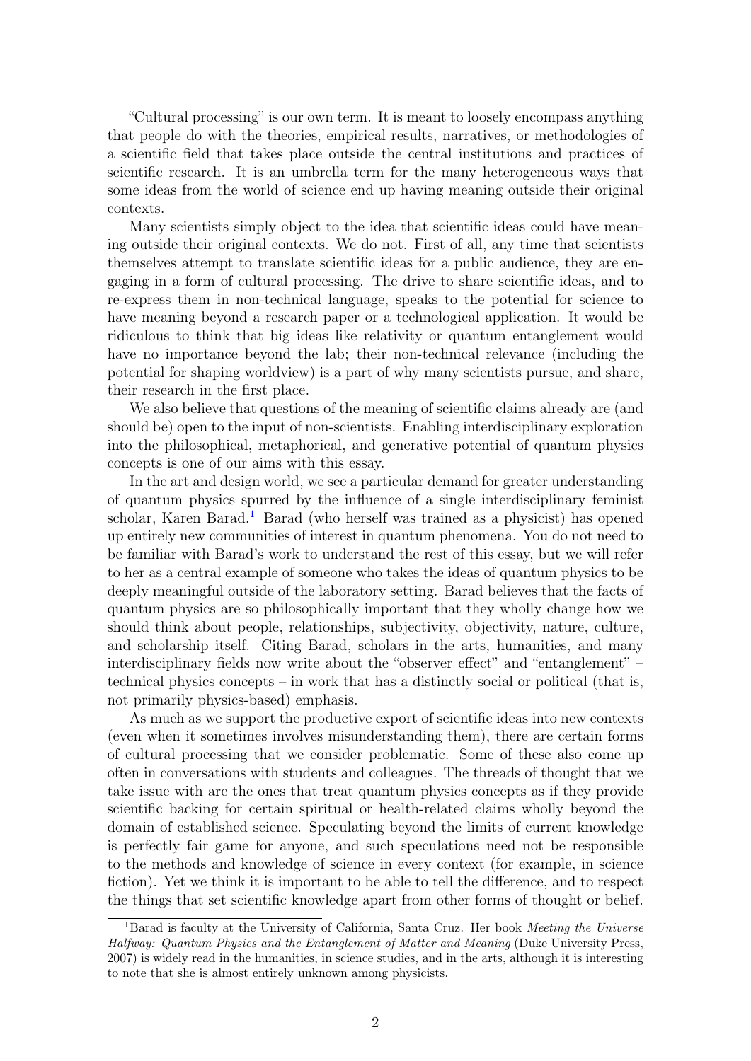"Cultural processing" is our own term. It is meant to loosely encompass anything that people do with the theories, empirical results, narratives, or methodologies of a scientific field that takes place outside the central institutions and practices of scientific research. It is an umbrella term for the many heterogeneous ways that some ideas from the world of science end up having meaning outside their original contexts.

Many scientists simply object to the idea that scientific ideas could have meaning outside their original contexts. We do not. First of all, any time that scientists themselves attempt to translate scientific ideas for a public audience, they are engaging in a form of cultural processing. The drive to share scientific ideas, and to re-express them in non-technical language, speaks to the potential for science to have meaning beyond a research paper or a technological application. It would be ridiculous to think that big ideas like relativity or quantum entanglement would have no importance beyond the lab; their non-technical relevance (including the potential for shaping worldview) is a part of why many scientists pursue, and share, their research in the first place.

We also believe that questions of the meaning of scientific claims already are (and should be) open to the input of non-scientists. Enabling interdisciplinary exploration into the philosophical, metaphorical, and generative potential of quantum physics concepts is one of our aims with this essay.

In the art and design world, we see a particular demand for greater understanding of quantum physics spurred by the influence of a single interdisciplinary feminist scholar, Karen Barad.[1] Barad (who herself was trained as a physicist) has opened up entirely new communities of interest in quantum phenomena. You do not need to be familiar with Barad's work to understand the rest of this essay, but we will refer to her as a central example of someone who takes the ideas of quantum physics to be deeply meaningful outside of the laboratory setting. Barad believes that the facts of quantum physics are so philosophically important that they wholly change how we should think about people, relationships, subjectivity, objectivity, nature, culture, and scholarship itself. Citing Barad, scholars in the arts, humanities, and many interdisciplinary fields now write about the "observer effect" and "entanglement" – technical physics concepts – in work that has a distinctly social or political (that is, not primarily physics-based) emphasis.

As much as we support the productive export of scientific ideas into new contexts (even when it sometimes involves misunderstanding them), there are certain forms of cultural processing that we consider problematic. Some of these also come up often in conversations with students and colleagues. The threads of thought that we take issue with are the ones that treat quantum physics concepts as if they provide scientific backing for certain spiritual or health-related claims wholly beyond the domain of established science. Speculating beyond the limits of current knowledge is perfectly fair game for anyone, and such speculations need not be responsible to the methods and knowledge of science in every context (for example, in science fiction). Yet we think it is important to be able to tell the difference, and to respect the things that set scientific knowledge apart from other forms of thought or belief.

[1] Barad is faculty at the University of California, Santa Cruz. Her book *Meeting the Universe Halfway: Quantum Physics and the Entanglement of Matter and Meaning* (Duke University Press, 2007) is widely read in the humanities, in science studies, and in the arts, although it is interesting to note that she is almost entirely unknown among physicists.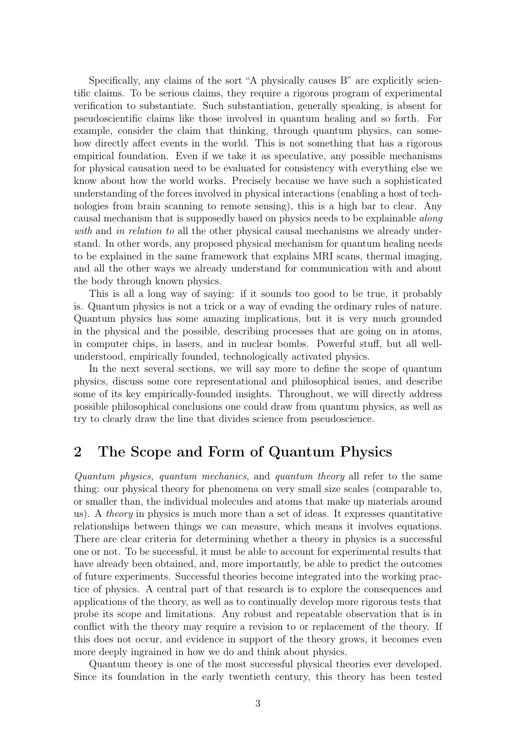Specifically, any claims of the sort "A physically causes B" are explicitly scientific claims. To be serious claims, they require a rigorous program of experimental verification to substantiate. Such substantiation, generally speaking, is absent for pseudoscientific claims like those involved in quantum healing and so forth. For example, consider the claim that thinking, through quantum physics, can somehow directly affect events in the world. This is not something that has a rigorous empirical foundation. Even if we take it as speculative, any possible mechanisms for physical causation need to be evaluated for consistency with everything else we know about how the world works. Precisely because we have such a sophisticated understanding of the forces involved in physical interactions (enabling a host of technologies from brain scanning to remote sensing), this is a high bar to clear. Any causal mechanism that is supposedly based on physics needs to be explainable *along with* and *in relation to* all the other physical causal mechanisms we already understand. In other words, any proposed physical mechanism for quantum healing needs to be explained in the same framework that explains MRI scans, thermal imaging, and all the other ways we already understand for communication with and about the body through known physics.

This is all a long way of saying: if it sounds too good to be true, it probably is. Quantum physics is not a trick or a way of evading the ordinary rules of nature. Quantum physics has some amazing implications, but it is very much grounded in the physical and the possible, describing processes that are going on in atoms, in computer chips, in lasers, and in nuclear bombs. Powerful stuff, but all well-understood, empirically founded, technologically activated physics.

In the next several sections, we will say more to define the scope of quantum physics, discuss some core representational and philosophical issues, and describe some of its key empirically-founded insights. Throughout, we will directly address possible philosophical conclusions one could draw from quantum physics, as well as try to clearly draw the line that divides science from pseudoscience.

## 2 The Scope and Form of Quantum Physics

*Quantum physics, quantum mechanics*, and *quantum theory* all refer to the same thing: our physical theory for phenomena on very small size scales (comparable to, or smaller than, the individual molecules and atoms that make up materials around us). A *theory* in physics is much more than a set of ideas. It expresses quantitative relationships between things we can measure, which means it involves equations. There are clear criteria for determining whether a theory in physics is a successful one or not. To be successful, it must be able to account for experimental results that have already been obtained, and, more importantly, be able to predict the outcomes of future experiments. Successful theories become integrated into the working practice of physics. A central part of that research is to explore the consequences and applications of the theory, as well as to continually develop more rigorous tests that probe its scope and limitations. Any robust and repeatable observation that is in conflict with the theory may require a revision to or replacement of the theory. If this does not occur, and evidence in support of the theory grows, it becomes even more deeply ingrained in how we do and think about physics.

Quantum theory is one of the most successful physical theories ever developed. Since its foundation in the early twentieth century, this theory has been tested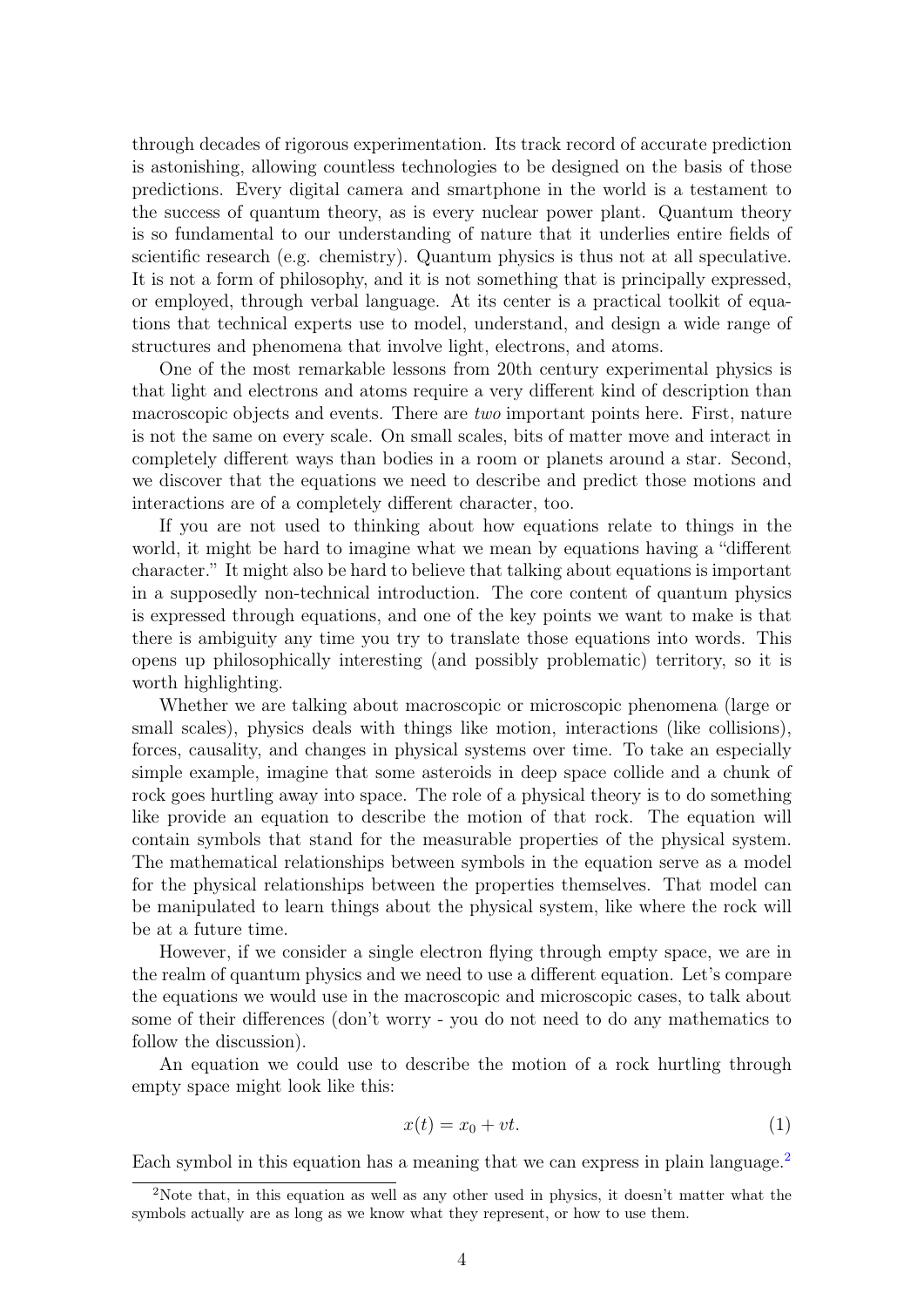through decades of rigorous experimentation. Its track record of accurate prediction is astonishing, allowing countless technologies to be designed on the basis of those predictions. Every digital camera and smartphone in the world is a testament to the success of quantum theory, as is every nuclear power plant. Quantum theory is so fundamental to our understanding of nature that it underlies entire fields of scientific research (e.g. chemistry). Quantum physics is thus not at all speculative. It is not a form of philosophy, and it is not something that is principally expressed, or employed, through verbal language. At its center is a practical toolkit of equations that technical experts use to model, understand, and design a wide range of structures and phenomena that involve light, electrons, and atoms.

One of the most remarkable lessons from 20th century experimental physics is that light and electrons and atoms require a very different kind of description than macroscopic objects and events. There are *two* important points here. First, nature is not the same on every scale. On small scales, bits of matter move and interact in completely different ways than bodies in a room or planets around a star. Second, we discover that the equations we need to describe and predict those motions and interactions are of a completely different character, too.

If you are not used to thinking about how equations relate to things in the world, it might be hard to imagine what we mean by equations having a "different character." It might also be hard to believe that talking about equations is important in a supposedly non-technical introduction. The core content of quantum physics is expressed through equations, and one of the key points we want to make is that there is ambiguity any time you try to translate those equations into words. This opens up philosophically interesting (and possibly problematic) territory, so it is worth highlighting.

Whether we are talking about macroscopic or microscopic phenomena (large or small scales), physics deals with things like motion, interactions (like collisions), forces, causality, and changes in physical systems over time. To take an especially simple example, imagine that some asteroids in deep space collide and a chunk of rock goes hurtling away into space. The role of a physical theory is to do something like provide an equation to describe the motion of that rock. The equation will contain symbols that stand for the measurable properties of the physical system. The mathematical relationships between symbols in the equation serve as a model for the physical relationships between the properties themselves. That model can be manipulated to learn things about the physical system, like where the rock will be at a future time.

However, if we consider a single electron flying through empty space, we are in the realm of quantum physics and we need to use a different equation. Let's compare the equations we would use in the macroscopic and microscopic cases, to talk about some of their differences (don't worry - you do not need to do any mathematics to follow the discussion).

An equation we could use to describe the motion of a rock hurtling through empty space might look like this:

$$x(t) = x_0 + vt. \tag{1}$$

Each symbol in this equation has a meaning that we can express in plain language.[2]

[2] Note that, in this equation as well as any other used in physics, it doesn't matter what the symbols actually are as long as we know what they represent, or how to use them.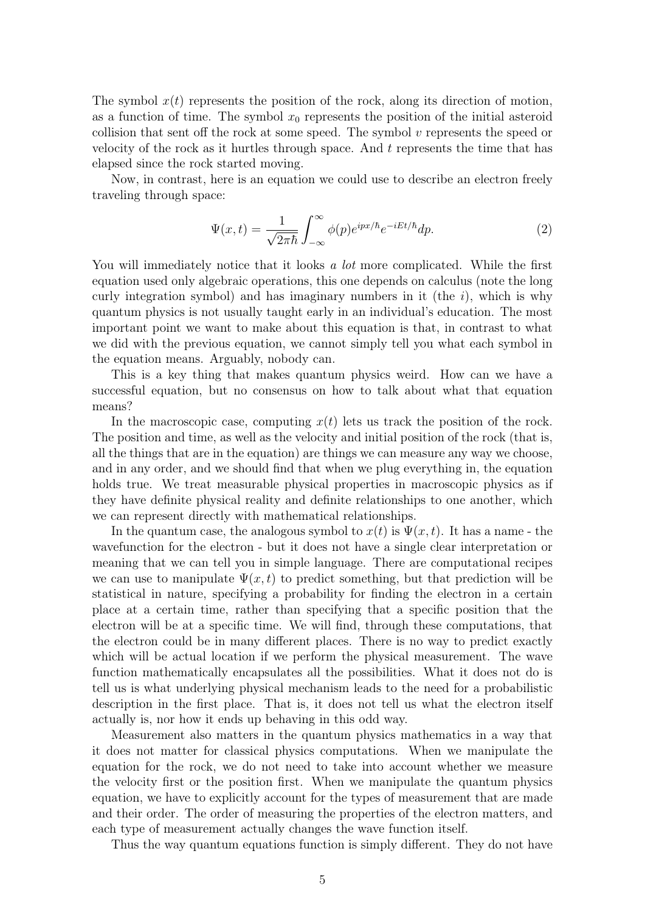The symbol $x(t)$ represents the position of the rock, along its direction of motion, as a function of time. The symbol $x_0$ represents the position of the initial asteroid collision that sent off the rock at some speed. The symbol $v$ represents the speed or velocity of the rock as it hurtles through space. And $t$ represents the time that has elapsed since the rock started moving.

Now, in contrast, here is an equation we could use to describe an electron freely traveling through space:

$$\Psi(x,t) = \frac{1}{\sqrt{2\pi\hbar}} \int_{-\infty}^{\infty} \phi(p) e^{ipx/\hbar} e^{-iEt/\hbar} dp. \tag{2}$$

You will immediately notice that it looks *a lot* more complicated. While the first equation used only algebraic operations, this one depends on calculus (note the long curly integration symbol) and has imaginary numbers in it (the $i$), which is why quantum physics is not usually taught early in an individual's education. The most important point we want to make about this equation is that, in contrast to what we did with the previous equation, we cannot simply tell you what each symbol in the equation means. Arguably, nobody can.

This is a key thing that makes quantum physics weird. How can we have a successful equation, but no consensus on how to talk about what that equation means?

In the macroscopic case, computing $x(t)$ lets us track the position of the rock. The position and time, as well as the velocity and initial position of the rock (that is, all the things that are in the equation) are things we can measure any way we choose, and in any order, and we should find that when we plug everything in, the equation holds true. We treat measurable physical properties in macroscopic physics as if they have definite physical reality and definite relationships to one another, which we can represent directly with mathematical relationships.

In the quantum case, the analogous symbol to $x(t)$ is $\Psi(x,t)$. It has a name - the wavefunction for the electron - but it does not have a single clear interpretation or meaning that we can tell you in simple language. There are computational recipes we can use to manipulate $\Psi(x,t)$ to predict something, but that prediction will be statistical in nature, specifying a probability for finding the electron in a certain place at a certain time, rather than specifying that a specific position that the electron will be at a specific time. We will find, through these computations, that the electron could be in many different places. There is no way to predict exactly which will be actual location if we perform the physical measurement. The wave function mathematically encapsulates all the possibilities. What it does not do is tell us is what underlying physical mechanism leads to the need for a probabilistic description in the first place. That is, it does not tell us what the electron itself actually is, nor how it ends up behaving in this odd way.

Measurement also matters in the quantum physics mathematics in a way that it does not matter for classical physics computations. When we manipulate the equation for the rock, we do not need to take into account whether we measure the velocity first or the position first. When we manipulate the quantum physics equation, we have to explicitly account for the types of measurement that are made and their order. The order of measuring the properties of the electron matters, and each type of measurement actually changes the wave function itself.

Thus the way quantum equations function is simply different. They do not have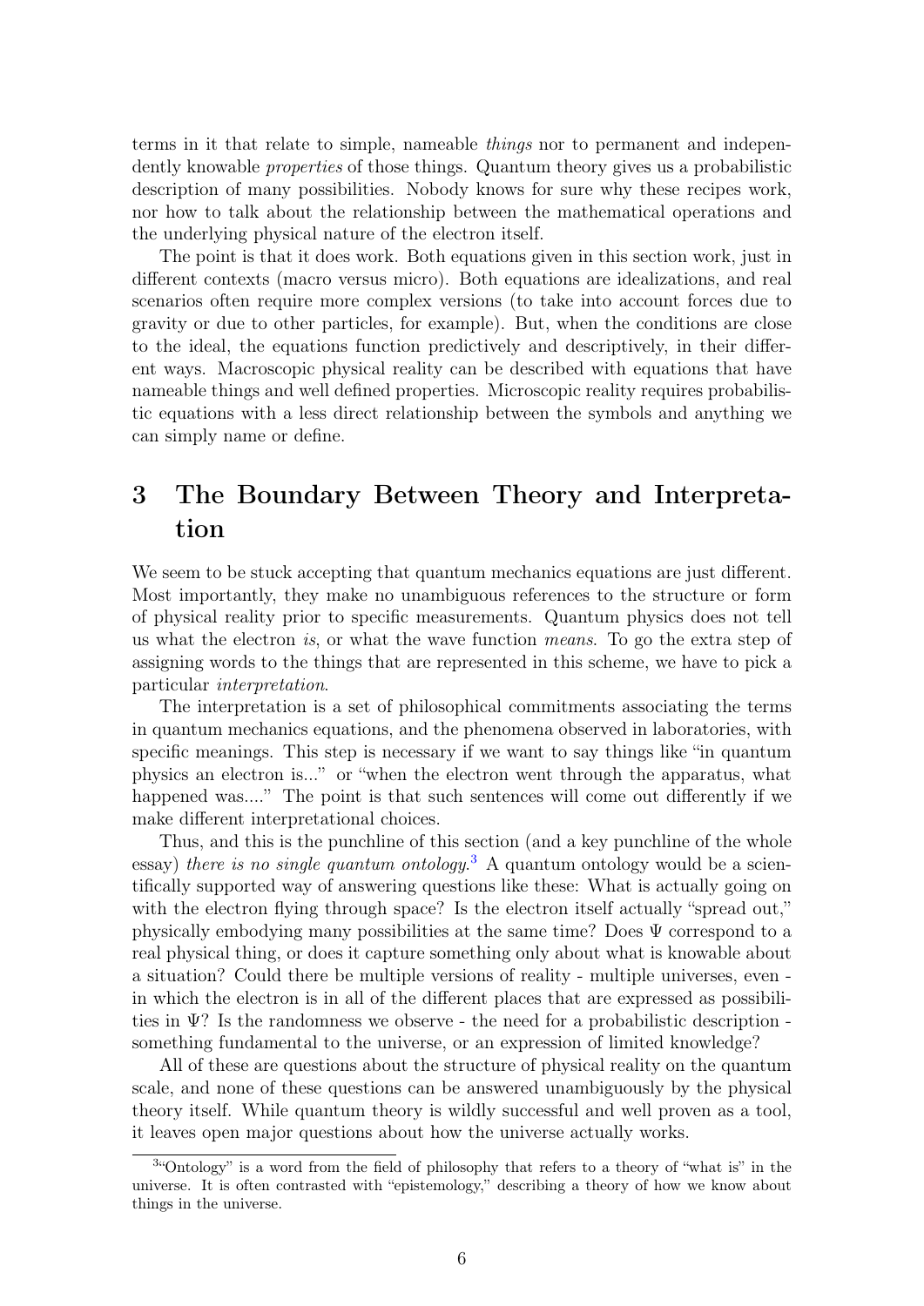terms in it that relate to simple, nameable *things* nor to permanent and independently knowable *properties* of those things. Quantum theory gives us a probabilistic description of many possibilities. Nobody knows for sure why these recipes work, nor how to talk about the relationship between the mathematical operations and the underlying physical nature of the electron itself.

The point is that it does work. Both equations given in this section work, just in different contexts (macro versus micro). Both equations are idealizations, and real scenarios often require more complex versions (to take into account forces due to gravity or due to other particles, for example). But, when the conditions are close to the ideal, the equations function predictively and descriptively, in their different ways. Macroscopic physical reality can be described with equations that have nameable things and well defined properties. Microscopic reality requires probabilistic equations with a less direct relationship between the symbols and anything we can simply name or define.

# 3 The Boundary Between Theory and Interpretation

We seem to be stuck accepting that quantum mechanics equations are just different. Most importantly, they make no unambiguous references to the structure or form of physical reality prior to specific measurements. Quantum physics does not tell us what the electron *is*, or what the wave function *means*. To go the extra step of assigning words to the things that are represented in this scheme, we have to pick a particular *interpretation*.

The interpretation is a set of philosophical commitments associating the terms in quantum mechanics equations, and the phenomena observed in laboratories, with specific meanings. This step is necessary if we want to say things like "in quantum physics an electron is..." or "when the electron went through the apparatus, what happened was...." The point is that such sentences will come out differently if we make different interpretational choices.

Thus, and this is the punchline of this section (and a key punchline of the whole essay) *there is no single quantum ontology.*[3] A quantum ontology would be a scientifically supported way of answering questions like these: What is actually going on with the electron flying through space? Is the electron itself actually "spread out," physically embodying many possibilities at the same time? Does $\Psi$ correspond to a real physical thing, or does it capture something only about what is knowable about a situation? Could there be multiple versions of reality - multiple universes, even - in which the electron is in all of the different places that are expressed as possibilities in $\Psi$? Is the randomness we observe - the need for a probabilistic description - something fundamental to the universe, or an expression of limited knowledge?

All of these are questions about the structure of physical reality on the quantum scale, and none of these questions can be answered unambiguously by the physical theory itself. While quantum theory is wildly successful and well proven as a tool, it leaves open major questions about how the universe actually works.

---

[3] "Ontology" is a word from the field of philosophy that refers to a theory of "what is" in the universe. It is often contrasted with "epistemology," describing a theory of how we know about things in the universe.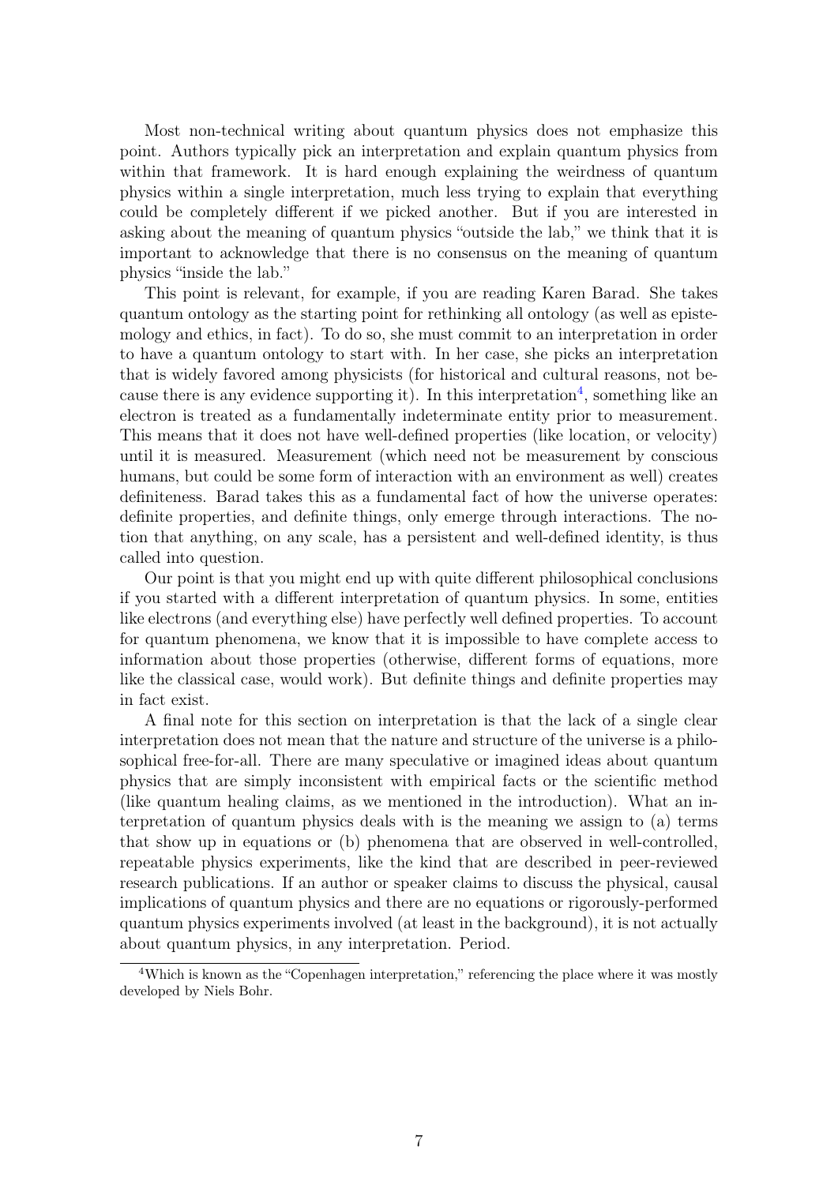Most non-technical writing about quantum physics does not emphasize this point. Authors typically pick an interpretation and explain quantum physics from within that framework. It is hard enough explaining the weirdness of quantum physics within a single interpretation, much less trying to explain that everything could be completely different if we picked another. But if you are interested in asking about the meaning of quantum physics "outside the lab," we think that it is important to acknowledge that there is no consensus on the meaning of quantum physics "inside the lab."

This point is relevant, for example, if you are reading Karen Barad. She takes quantum ontology as the starting point for rethinking all ontology (as well as epistemology and ethics, in fact). To do so, she must commit to an interpretation in order to have a quantum ontology to start with. In her case, she picks an interpretation that is widely favored among physicists (for historical and cultural reasons, not because there is any evidence supporting it). In this interpretation[4], something like an electron is treated as a fundamentally indeterminate entity prior to measurement. This means that it does not have well-defined properties (like location, or velocity) until it is measured. Measurement (which need not be measurement by conscious humans, but could be some form of interaction with an environment as well) creates definiteness. Barad takes this as a fundamental fact of how the universe operates: definite properties, and definite things, only emerge through interactions. The notion that anything, on any scale, has a persistent and well-defined identity, is thus called into question.

Our point is that you might end up with quite different philosophical conclusions if you started with a different interpretation of quantum physics. In some, entities like electrons (and everything else) have perfectly well defined properties. To account for quantum phenomena, we know that it is impossible to have complete access to information about those properties (otherwise, different forms of equations, more like the classical case, would work). But definite things and definite properties may in fact exist.

A final note for this section on interpretation is that the lack of a single clear interpretation does not mean that the nature and structure of the universe is a philosophical free-for-all. There are many speculative or imagined ideas about quantum physics that are simply inconsistent with empirical facts or the scientific method (like quantum healing claims, as we mentioned in the introduction). What an interpretation of quantum physics deals with is the meaning we assign to (a) terms that show up in equations or (b) phenomena that are observed in well-controlled, repeatable physics experiments, like the kind that are described in peer-reviewed research publications. If an author or speaker claims to discuss the physical, causal implications of quantum physics and there are no equations or rigorously-performed quantum physics experiments involved (at least in the background), it is not actually about quantum physics, in any interpretation. Period.

[4] Which is known as the "Copenhagen interpretation," referencing the place where it was mostly developed by Niels Bohr.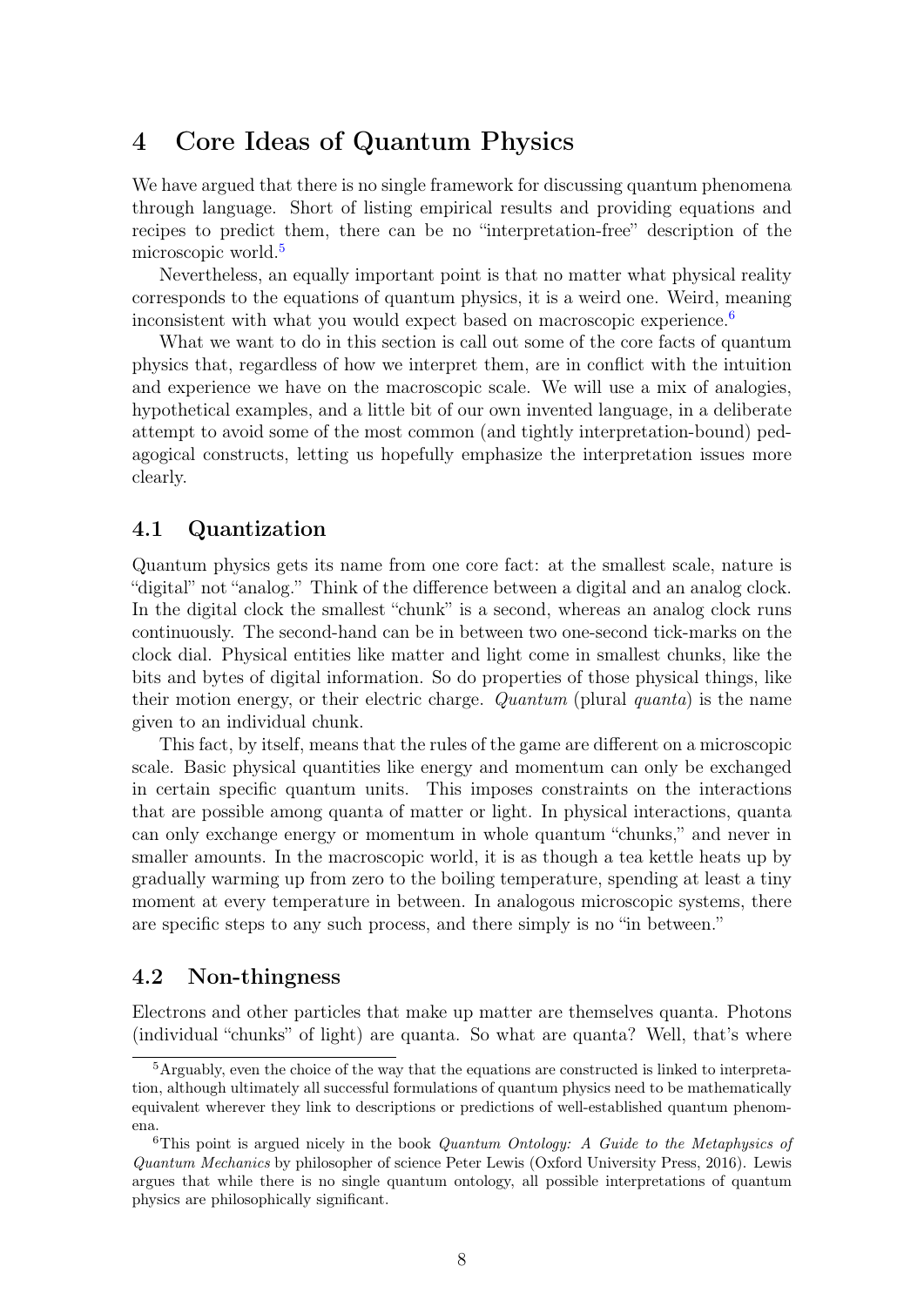# 4 Core Ideas of Quantum Physics

We have argued that there is no single framework for discussing quantum phenomena through language. Short of listing empirical results and providing equations and recipes to predict them, there can be no "interpretation-free" description of the microscopic world.[5]

Nevertheless, an equally important point is that no matter what physical reality corresponds to the equations of quantum physics, it is a weird one. Weird, meaning inconsistent with what you would expect based on macroscopic experience.[6]

What we want to do in this section is call out some of the core facts of quantum physics that, regardless of how we interpret them, are in conflict with the intuition and experience we have on the macroscopic scale. We will use a mix of analogies, hypothetical examples, and a little bit of our own invented language, in a deliberate attempt to avoid some of the most common (and tightly interpretation-bound) pedagogical constructs, letting us hopefully emphasize the interpretation issues more clearly.

## 4.1 Quantization

Quantum physics gets its name from one core fact: at the smallest scale, nature is "digital" not "analog." Think of the difference between a digital and an analog clock. In the digital clock the smallest "chunk" is a second, whereas an analog clock runs continuously. The second-hand can be in between two one-second tick-marks on the clock dial. Physical entities like matter and light come in smallest chunks, like the bits and bytes of digital information. So do properties of those physical things, like their motion energy, or their electric charge. *Quantum* (plural *quanta*) is the name given to an individual chunk.

This fact, by itself, means that the rules of the game are different on a microscopic scale. Basic physical quantities like energy and momentum can only be exchanged in certain specific quantum units. This imposes constraints on the interactions that are possible among quanta of matter or light. In physical interactions, quanta can only exchange energy or momentum in whole quantum "chunks," and never in smaller amounts. In the macroscopic world, it is as though a tea kettle heats up by gradually warming up from zero to the boiling temperature, spending at least a tiny moment at every temperature in between. In analogous microscopic systems, there are specific steps to any such process, and there simply is no "in between."

## 4.2 Non-thingness

Electrons and other particles that make up matter are themselves quanta. Photons (individual "chunks" of light) are quanta. So what are quanta? Well, that's where

---

[5] Arguably, even the choice of the way that the equations are constructed is linked to interpretation, although ultimately all successful formulations of quantum physics need to be mathematically equivalent wherever they link to descriptions or predictions of well-established quantum phenomena.

[6] This point is argued nicely in the book *Quantum Ontology: A Guide to the Metaphysics of Quantum Mechanics* by philosopher of science Peter Lewis (Oxford University Press, 2016). Lewis argues that while there is no single quantum ontology, all possible interpretations of quantum physics are philosophically significant.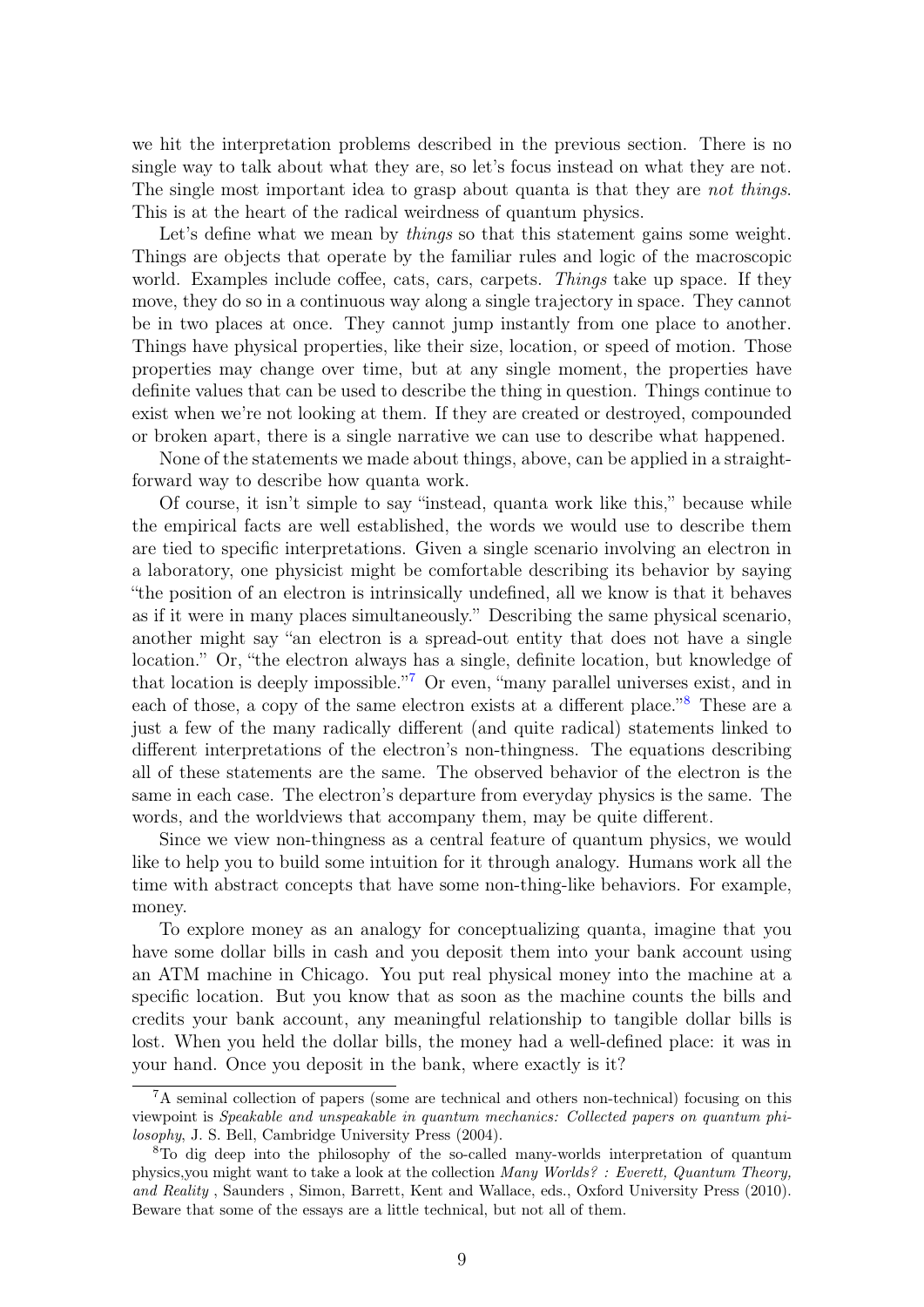we hit the interpretation problems described in the previous section. There is no single way to talk about what they are, so let's focus instead on what they are not. The single most important idea to grasp about quanta is that they are *not things*. This is at the heart of the radical weirdness of quantum physics.

Let's define what we mean by *things* so that this statement gains some weight. Things are objects that operate by the familiar rules and logic of the macroscopic world. Examples include coffee, cats, cars, carpets. *Things* take up space. If they move, they do so in a continuous way along a single trajectory in space. They cannot be in two places at once. They cannot jump instantly from one place to another. Things have physical properties, like their size, location, or speed of motion. Those properties may change over time, but at any single moment, the properties have definite values that can be used to describe the thing in question. Things continue to exist when we're not looking at them. If they are created or destroyed, compounded or broken apart, there is a single narrative we can use to describe what happened.

None of the statements we made about things, above, can be applied in a straightforward way to describe how quanta work.

Of course, it isn't simple to say "instead, quanta work like this," because while the empirical facts are well established, the words we would use to describe them are tied to specific interpretations. Given a single scenario involving an electron in a laboratory, one physicist might be comfortable describing its behavior by saying "the position of an electron is intrinsically undefined, all we know is that it behaves as if it were in many places simultaneously." Describing the same physical scenario, another might say "an electron is a spread-out entity that does not have a single location." Or, "the electron always has a single, definite location, but knowledge of that location is deeply impossible."[7] Or even, "many parallel universes exist, and in each of those, a copy of the same electron exists at a different place."[8] These are a just a few of the many radically different (and quite radical) statements linked to different interpretations of the electron's non-thingness. The equations describing all of these statements are the same. The observed behavior of the electron is the same in each case. The electron's departure from everyday physics is the same. The words, and the worldviews that accompany them, may be quite different.

Since we view non-thingness as a central feature of quantum physics, we would like to help you to build some intuition for it through analogy. Humans work all the time with abstract concepts that have some non-thing-like behaviors. For example, money.

To explore money as an analogy for conceptualizing quanta, imagine that you have some dollar bills in cash and you deposit them into your bank account using an ATM machine in Chicago. You put real physical money into the machine at a specific location. But you know that as soon as the machine counts the bills and credits your bank account, any meaningful relationship to tangible dollar bills is lost. When you held the dollar bills, the money had a well-defined place: it was in your hand. Once you deposit in the bank, where exactly is it?

---

[7] A seminal collection of papers (some are technical and others non-technical) focusing on this viewpoint is *Speakable and unspeakable in quantum mechanics: Collected papers on quantum philosophy*, J. S. Bell, Cambridge University Press (2004).

[8] To dig deep into the philosophy of the so-called many-worlds interpretation of quantum physics,you might want to take a look at the collection *Many Worlds? : Everett, Quantum Theory, and Reality* , Saunders , Simon, Barrett, Kent and Wallace, eds., Oxford University Press (2010). Beware that some of the essays are a little technical, but not all of them.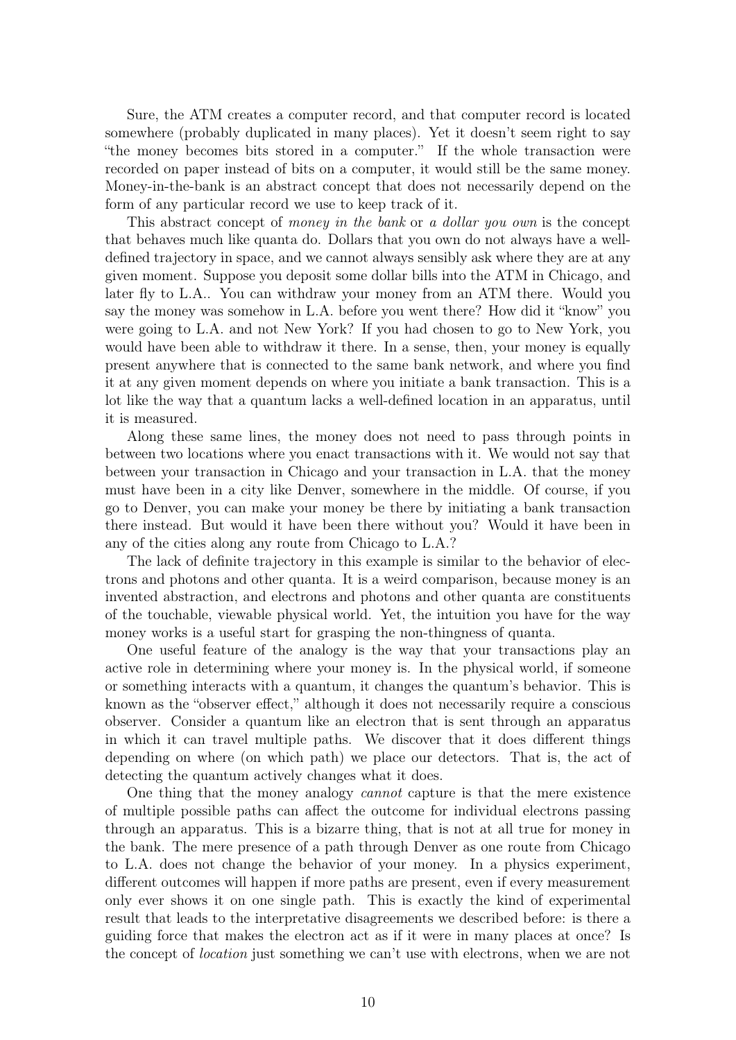Sure, the ATM creates a computer record, and that computer record is located somewhere (probably duplicated in many places). Yet it doesn't seem right to say "the money becomes bits stored in a computer." If the whole transaction were recorded on paper instead of bits on a computer, it would still be the same money. Money-in-the-bank is an abstract concept that does not necessarily depend on the form of any particular record we use to keep track of it.

This abstract concept of *money in the bank* or *a dollar you own* is the concept that behaves much like quanta do. Dollars that you own do not always have a well-defined trajectory in space, and we cannot always sensibly ask where they are at any given moment. Suppose you deposit some dollar bills into the ATM in Chicago, and later fly to L.A.. You can withdraw your money from an ATM there. Would you say the money was somehow in L.A. before you went there? How did it "know" you were going to L.A. and not New York? If you had chosen to go to New York, you would have been able to withdraw it there. In a sense, then, your money is equally present anywhere that is connected to the same bank network, and where you find it at any given moment depends on where you initiate a bank transaction. This is a lot like the way that a quantum lacks a well-defined location in an apparatus, until it is measured.

Along these same lines, the money does not need to pass through points in between two locations where you enact transactions with it. We would not say that between your transaction in Chicago and your transaction in L.A. that the money must have been in a city like Denver, somewhere in the middle. Of course, if you go to Denver, you can make your money be there by initiating a bank transaction there instead. But would it have been there without you? Would it have been in any of the cities along any route from Chicago to L.A.?

The lack of definite trajectory in this example is similar to the behavior of electrons and photons and other quanta. It is a weird comparison, because money is an invented abstraction, and electrons and photons and other quanta are constituents of the touchable, viewable physical world. Yet, the intuition you have for the way money works is a useful start for grasping the non-thingness of quanta.

One useful feature of the analogy is the way that your transactions play an active role in determining where your money is. In the physical world, if someone or something interacts with a quantum, it changes the quantum's behavior. This is known as the "observer effect," although it does not necessarily require a conscious observer. Consider a quantum like an electron that is sent through an apparatus in which it can travel multiple paths. We discover that it does different things depending on where (on which path) we place our detectors. That is, the act of detecting the quantum actively changes what it does.

One thing that the money analogy *cannot* capture is that the mere existence of multiple possible paths can affect the outcome for individual electrons passing through an apparatus. This is a bizarre thing, that is not at all true for money in the bank. The mere presence of a path through Denver as one route from Chicago to L.A. does not change the behavior of your money. In a physics experiment, different outcomes will happen if more paths are present, even if every measurement only ever shows it on one single path. This is exactly the kind of experimental result that leads to the interpretative disagreements we described before: is there a guiding force that makes the electron act as if it were in many places at once? Is the concept of *location* just something we can't use with electrons, when we are not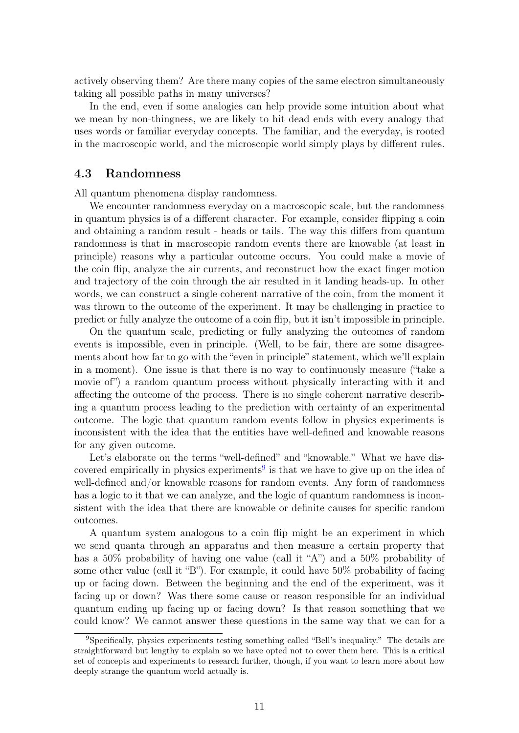actively observing them? Are there many copies of the same electron simultaneously taking all possible paths in many universes?

In the end, even if some analogies can help provide some intuition about what we mean by non-thingness, we are likely to hit dead ends with every analogy that uses words or familiar everyday concepts. The familiar, and the everyday, is rooted in the macroscopic world, and the microscopic world simply plays by different rules.

### 4.3 Randomness

All quantum phenomena display randomness.

We encounter randomness everyday on a macroscopic scale, but the randomness in quantum physics is of a different character. For example, consider flipping a coin and obtaining a random result - heads or tails. The way this differs from quantum randomness is that in macroscopic random events there are knowable (at least in principle) reasons why a particular outcome occurs. You could make a movie of the coin flip, analyze the air currents, and reconstruct how the exact finger motion and trajectory of the coin through the air resulted in it landing heads-up. In other words, we can construct a single coherent narrative of the coin, from the moment it was thrown to the outcome of the experiment. It may be challenging in practice to predict or fully analyze the outcome of a coin flip, but it isn't impossible in principle.

On the quantum scale, predicting or fully analyzing the outcomes of random events is impossible, even in principle. (Well, to be fair, there are some disagreements about how far to go with the "even in principle" statement, which we'll explain in a moment). One issue is that there is no way to continuously measure ("take a movie of") a random quantum process without physically interacting with it and affecting the outcome of the process. There is no single coherent narrative describing a quantum process leading to the prediction with certainty of an experimental outcome. The logic that quantum random events follow in physics experiments is inconsistent with the idea that the entities have well-defined and knowable reasons for any given outcome.

Let's elaborate on the terms "well-defined" and "knowable." What we have discovered empirically in physics experiments[9] is that we have to give up on the idea of well-defined and/or knowable reasons for random events. Any form of randomness has a logic to it that we can analyze, and the logic of quantum randomness is inconsistent with the idea that there are knowable or definite causes for specific random outcomes.

A quantum system analogous to a coin flip might be an experiment in which we send quanta through an apparatus and then measure a certain property that has a 50% probability of having one value (call it "A") and a 50% probability of some other value (call it "B"). For example, it could have 50% probability of facing up or facing down. Between the beginning and the end of the experiment, was it facing up or down? Was there some cause or reason responsible for an individual quantum ending up facing up or facing down? Is that reason something that we could know? We cannot answer these questions in the same way that we can for a

[9] Specifically, physics experiments testing something called "Bell's inequality." The details are straightforward but lengthy to explain so we have opted not to cover them here. This is a critical set of concepts and experiments to research further, though, if you want to learn more about how deeply strange the quantum world actually is.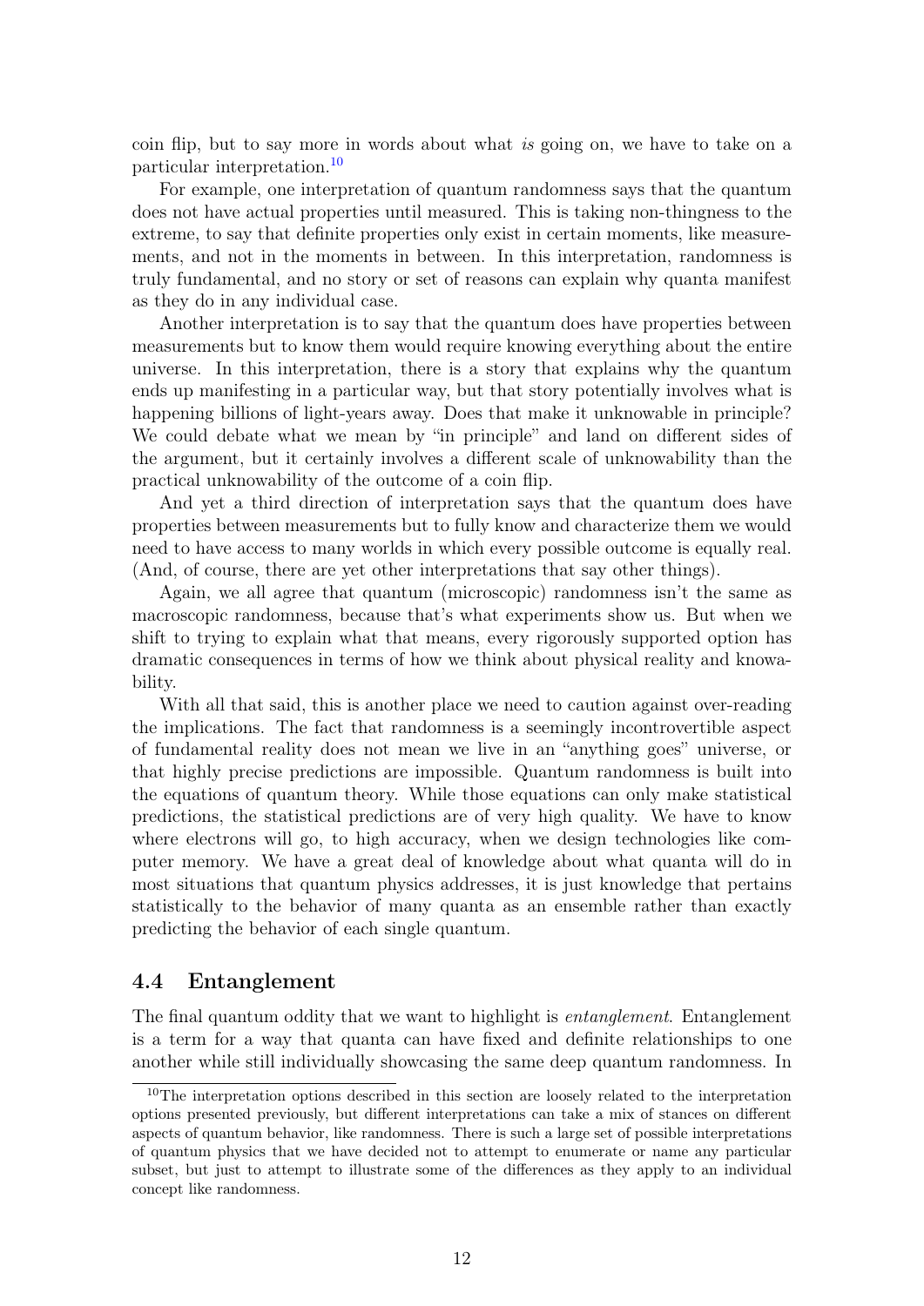coin flip, but to say more in words about what *is* going on, we have to take on a particular interpretation.[10]

For example, one interpretation of quantum randomness says that the quantum does not have actual properties until measured. This is taking non-thingness to the extreme, to say that definite properties only exist in certain moments, like measurements, and not in the moments in between. In this interpretation, randomness is truly fundamental, and no story or set of reasons can explain why quanta manifest as they do in any individual case.

Another interpretation is to say that the quantum does have properties between measurements but to know them would require knowing everything about the entire universe. In this interpretation, there is a story that explains why the quantum ends up manifesting in a particular way, but that story potentially involves what is happening billions of light-years away. Does that make it unknowable in principle? We could debate what we mean by "in principle" and land on different sides of the argument, but it certainly involves a different scale of unknowability than the practical unknowability of the outcome of a coin flip.

And yet a third direction of interpretation says that the quantum does have properties between measurements but to fully know and characterize them we would need to have access to many worlds in which every possible outcome is equally real. (And, of course, there are yet other interpretations that say other things).

Again, we all agree that quantum (microscopic) randomness isn't the same as macroscopic randomness, because that's what experiments show us. But when we shift to trying to explain what that means, every rigorously supported option has dramatic consequences in terms of how we think about physical reality and knowability.

With all that said, this is another place we need to caution against over-reading the implications. The fact that randomness is a seemingly incontrovertible aspect of fundamental reality does not mean we live in an "anything goes" universe, or that highly precise predictions are impossible. Quantum randomness is built into the equations of quantum theory. While those equations can only make statistical predictions, the statistical predictions are of very high quality. We have to know where electrons will go, to high accuracy, when we design technologies like computer memory. We have a great deal of knowledge about what quanta will do in most situations that quantum physics addresses, it is just knowledge that pertains statistically to the behavior of many quanta as an ensemble rather than exactly predicting the behavior of each single quantum.

## 4.4 Entanglement

The final quantum oddity that we want to highlight is *entanglement*. Entanglement is a term for a way that quanta can have fixed and definite relationships to one another while still individually showcasing the same deep quantum randomness. In

[10] The interpretation options described in this section are loosely related to the interpretation options presented previously, but different interpretations can take a mix of stances on different aspects of quantum behavior, like randomness. There is such a large set of possible interpretations of quantum physics that we have decided not to attempt to enumerate or name any particular subset, but just to attempt to illustrate some of the differences as they apply to an individual concept like randomness.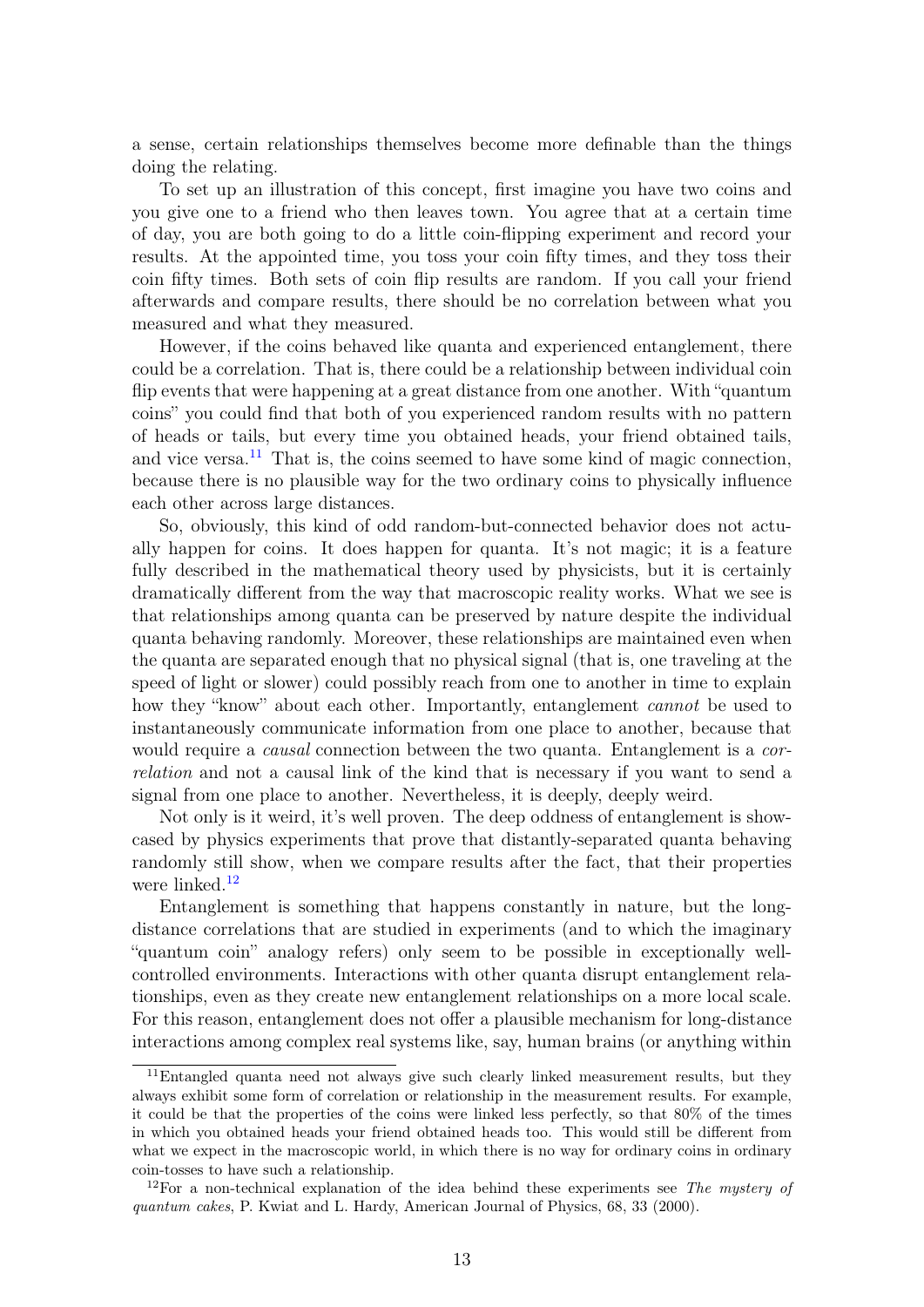a sense, certain relationships themselves become more definable than the things doing the relating.

To set up an illustration of this concept, first imagine you have two coins and you give one to a friend who then leaves town. You agree that at a certain time of day, you are both going to do a little coin-flipping experiment and record your results. At the appointed time, you toss your coin fifty times, and they toss their coin fifty times. Both sets of coin flip results are random. If you call your friend afterwards and compare results, there should be no correlation between what you measured and what they measured.

However, if the coins behaved like quanta and experienced entanglement, there could be a correlation. That is, there could be a relationship between individual coin flip events that were happening at a great distance from one another. With "quantum coins" you could find that both of you experienced random results with no pattern of heads or tails, but every time you obtained heads, your friend obtained tails, and vice versa.[11] That is, the coins seemed to have some kind of magic connection, because there is no plausible way for the two ordinary coins to physically influence each other across large distances.

So, obviously, this kind of odd random-but-connected behavior does not actually happen for coins. It does happen for quanta. It's not magic; it is a feature fully described in the mathematical theory used by physicists, but it is certainly dramatically different from the way that macroscopic reality works. What we see is that relationships among quanta can be preserved by nature despite the individual quanta behaving randomly. Moreover, these relationships are maintained even when the quanta are separated enough that no physical signal (that is, one traveling at the speed of light or slower) could possibly reach from one to another in time to explain how they "know" about each other. Importantly, entanglement *cannot* be used to instantaneously communicate information from one place to another, because that would require a *causal* connection between the two quanta. Entanglement is a *correlation* and not a causal link of the kind that is necessary if you want to send a signal from one place to another. Nevertheless, it is deeply, deeply weird.

Not only is it weird, it's well proven. The deep oddness of entanglement is showcased by physics experiments that prove that distantly-separated quanta behaving randomly still show, when we compare results after the fact, that their properties were linked.[12]

Entanglement is something that happens constantly in nature, but the long-distance correlations that are studied in experiments (and to which the imaginary "quantum coin" analogy refers) only seem to be possible in exceptionally well-controlled environments. Interactions with other quanta disrupt entanglement relationships, even as they create new entanglement relationships on a more local scale. For this reason, entanglement does not offer a plausible mechanism for long-distance interactions among complex real systems like, say, human brains (or anything within

[11] Entangled quanta need not always give such clearly linked measurement results, but they always exhibit some form of correlation or relationship in the measurement results. For example, it could be that the properties of the coins were linked less perfectly, so that 80% of the times in which you obtained heads your friend obtained heads too. This would still be different from what we expect in the macroscopic world, in which there is no way for ordinary coins in ordinary coin-tosses to have such a relationship.

[12] For a non-technical explanation of the idea behind these experiments see *The mystery of quantum cakes*, P. Kwiat and L. Hardy, American Journal of Physics, 68, 33 (2000).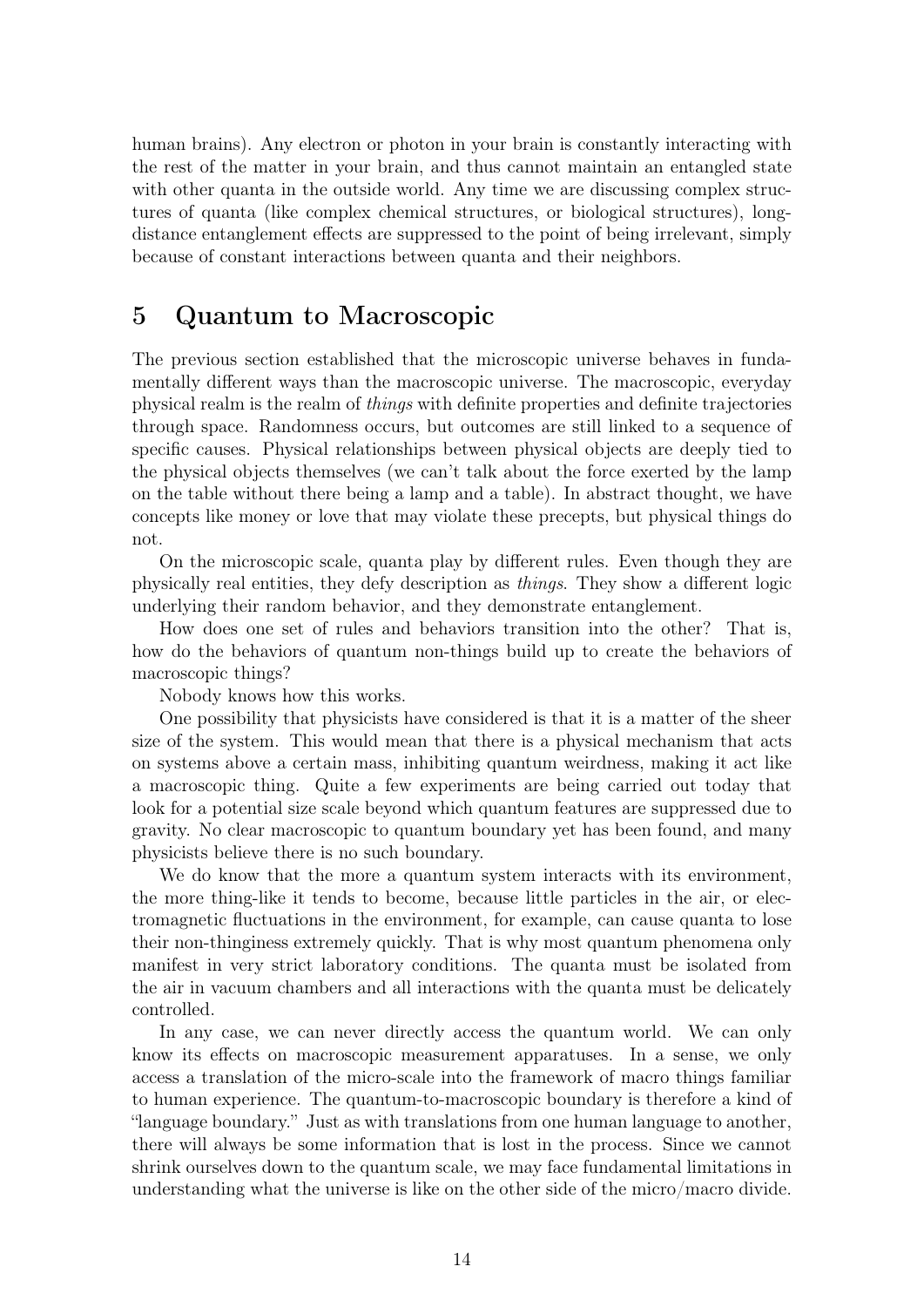human brains). Any electron or photon in your brain is constantly interacting with the rest of the matter in your brain, and thus cannot maintain an entangled state with other quanta in the outside world. Any time we are discussing complex structures of quanta (like complex chemical structures, or biological structures), long-distance entanglement effects are suppressed to the point of being irrelevant, simply because of constant interactions between quanta and their neighbors.

## 5 Quantum to Macroscopic

The previous section established that the microscopic universe behaves in fundamentally different ways than the macroscopic universe. The macroscopic, everyday physical realm is the realm of *things* with definite properties and definite trajectories through space. Randomness occurs, but outcomes are still linked to a sequence of specific causes. Physical relationships between physical objects are deeply tied to the physical objects themselves (we can't talk about the force exerted by the lamp on the table without there being a lamp and a table). In abstract thought, we have concepts like money or love that may violate these precepts, but physical things do not.

On the microscopic scale, quanta play by different rules. Even though they are physically real entities, they defy description as *things*. They show a different logic underlying their random behavior, and they demonstrate entanglement.

How does one set of rules and behaviors transition into the other? That is, how do the behaviors of quantum non-things build up to create the behaviors of macroscopic things?

Nobody knows how this works.

One possibility that physicists have considered is that it is a matter of the sheer size of the system. This would mean that there is a physical mechanism that acts on systems above a certain mass, inhibiting quantum weirdness, making it act like a macroscopic thing. Quite a few experiments are being carried out today that look for a potential size scale beyond which quantum features are suppressed due to gravity. No clear macroscopic to quantum boundary yet has been found, and many physicists believe there is no such boundary.

We do know that the more a quantum system interacts with its environment, the more thing-like it tends to become, because little particles in the air, or electromagnetic fluctuations in the environment, for example, can cause quanta to lose their non-thinginess extremely quickly. That is why most quantum phenomena only manifest in very strict laboratory conditions. The quanta must be isolated from the air in vacuum chambers and all interactions with the quanta must be delicately controlled.

In any case, we can never directly access the quantum world. We can only know its effects on macroscopic measurement apparatuses. In a sense, we only access a translation of the micro-scale into the framework of macro things familiar to human experience. The quantum-to-macroscopic boundary is therefore a kind of "language boundary." Just as with translations from one human language to another, there will always be some information that is lost in the process. Since we cannot shrink ourselves down to the quantum scale, we may face fundamental limitations in understanding what the universe is like on the other side of the micro/macro divide.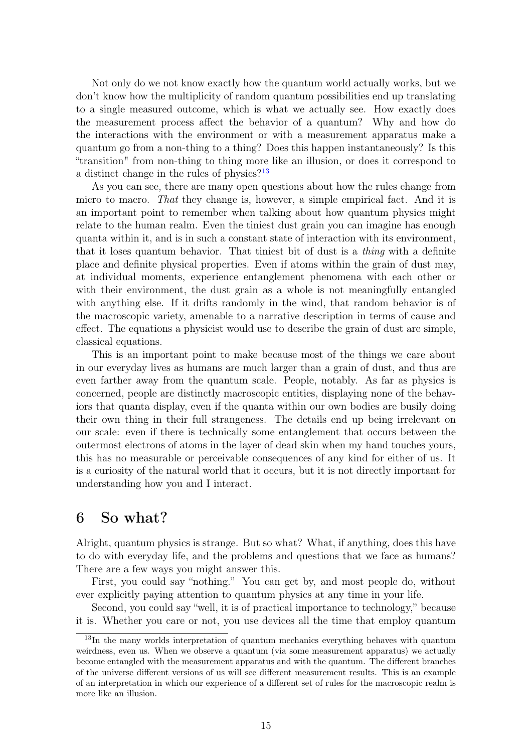Not only do we not know exactly how the quantum world actually works, but we don't know how the multiplicity of random quantum possibilities end up translating to a single measured outcome, which is what we actually see. How exactly does the measurement process affect the behavior of a quantum? Why and how do the interactions with the environment or with a measurement apparatus make a quantum go from a non-thing to a thing? Does this happen instantaneously? Is this "transition" from non-thing to thing more like an illusion, or does it correspond to a distinct change in the rules of physics?[13]

As you can see, there are many open questions about how the rules change from micro to macro. *That* they change is, however, a simple empirical fact. And it is an important point to remember when talking about how quantum physics might relate to the human realm. Even the tiniest dust grain you can imagine has enough quanta within it, and is in such a constant state of interaction with its environment, that it loses quantum behavior. That tiniest bit of dust is a *thing* with a definite place and definite physical properties. Even if atoms within the grain of dust may, at individual moments, experience entanglement phenomena with each other or with their environment, the dust grain as a whole is not meaningfully entangled with anything else. If it drifts randomly in the wind, that random behavior is of the macroscopic variety, amenable to a narrative description in terms of cause and effect. The equations a physicist would use to describe the grain of dust are simple, classical equations.

This is an important point to make because most of the things we care about in our everyday lives as humans are much larger than a grain of dust, and thus are even farther away from the quantum scale. People, notably. As far as physics is concerned, people are distinctly macroscopic entities, displaying none of the behaviors that quanta display, even if the quanta within our own bodies are busily doing their own thing in their full strangeness. The details end up being irrelevant on our scale: even if there is technically some entanglement that occurs between the outermost electrons of atoms in the layer of dead skin when my hand touches yours, this has no measurable or perceivable consequences of any kind for either of us. It is a curiosity of the natural world that it occurs, but it is not directly important for understanding how you and I interact.

## 6 So what?

Alright, quantum physics is strange. But so what? What, if anything, does this have to do with everyday life, and the problems and questions that we face as humans? There are a few ways you might answer this.

First, you could say "nothing." You can get by, and most people do, without ever explicitly paying attention to quantum physics at any time in your life.

Second, you could say "well, it is of practical importance to technology," because it is. Whether you care or not, you use devices all the time that employ quantum

[13] In the many worlds interpretation of quantum mechanics everything behaves with quantum weirdness, even us. When we observe a quantum (via some measurement apparatus) we actually become entangled with the measurement apparatus and with the quantum. The different branches of the universe different versions of us will see different measurement results. This is an example of an interpretation in which our experience of a different set of rules for the macroscopic realm is more like an illusion.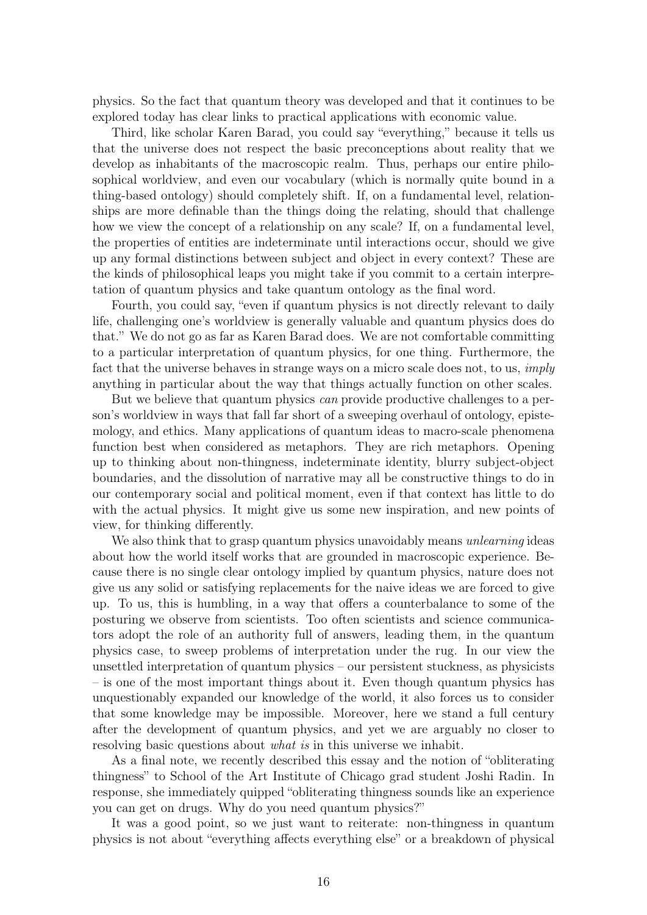physics. So the fact that quantum theory was developed and that it continues to be explored today has clear links to practical applications with economic value.

Third, like scholar Karen Barad, you could say "everything," because it tells us that the universe does not respect the basic preconceptions about reality that we develop as inhabitants of the macroscopic realm. Thus, perhaps our entire philosophical worldview, and even our vocabulary (which is normally quite bound in a thing-based ontology) should completely shift. If, on a fundamental level, relationships are more definable than the things doing the relating, should that challenge how we view the concept of a relationship on any scale? If, on a fundamental level, the properties of entities are indeterminate until interactions occur, should we give up any formal distinctions between subject and object in every context? These are the kinds of philosophical leaps you might take if you commit to a certain interpretation of quantum physics and take quantum ontology as the final word.

Fourth, you could say, "even if quantum physics is not directly relevant to daily life, challenging one's worldview is generally valuable and quantum physics does do that." We do not go as far as Karen Barad does. We are not comfortable committing to a particular interpretation of quantum physics, for one thing. Furthermore, the fact that the universe behaves in strange ways on a micro scale does not, to us, *imply* anything in particular about the way that things actually function on other scales.

But we believe that quantum physics *can* provide productive challenges to a person's worldview in ways that fall far short of a sweeping overhaul of ontology, epistemology, and ethics. Many applications of quantum ideas to macro-scale phenomena function best when considered as metaphors. They are rich metaphors. Opening up to thinking about non-thingness, indeterminate identity, blurry subject-object boundaries, and the dissolution of narrative may all be constructive things to do in our contemporary social and political moment, even if that context has little to do with the actual physics. It might give us some new inspiration, and new points of view, for thinking differently.

We also think that to grasp quantum physics unavoidably means *unlearning* ideas about how the world itself works that are grounded in macroscopic experience. Because there is no single clear ontology implied by quantum physics, nature does not give us any solid or satisfying replacements for the naive ideas we are forced to give up. To us, this is humbling, in a way that offers a counterbalance to some of the posturing we observe from scientists. Too often scientists and science communicators adopt the role of an authority full of answers, leading them, in the quantum physics case, to sweep problems of interpretation under the rug. In our view the unsettled interpretation of quantum physics – our persistent stuckness, as physicists – is one of the most important things about it. Even though quantum physics has unquestionably expanded our knowledge of the world, it also forces us to consider that some knowledge may be impossible. Moreover, here we stand a full century after the development of quantum physics, and yet we are arguably no closer to resolving basic questions about *what is* in this universe we inhabit.

As a final note, we recently described this essay and the notion of "obliterating thingness" to School of the Art Institute of Chicago grad student Joshi Radin. In response, she immediately quipped "obliterating thingness sounds like an experience you can get on drugs. Why do you need quantum physics?"

It was a good point, so we just want to reiterate: non-thingness in quantum physics is not about "everything affects everything else" or a breakdown of physical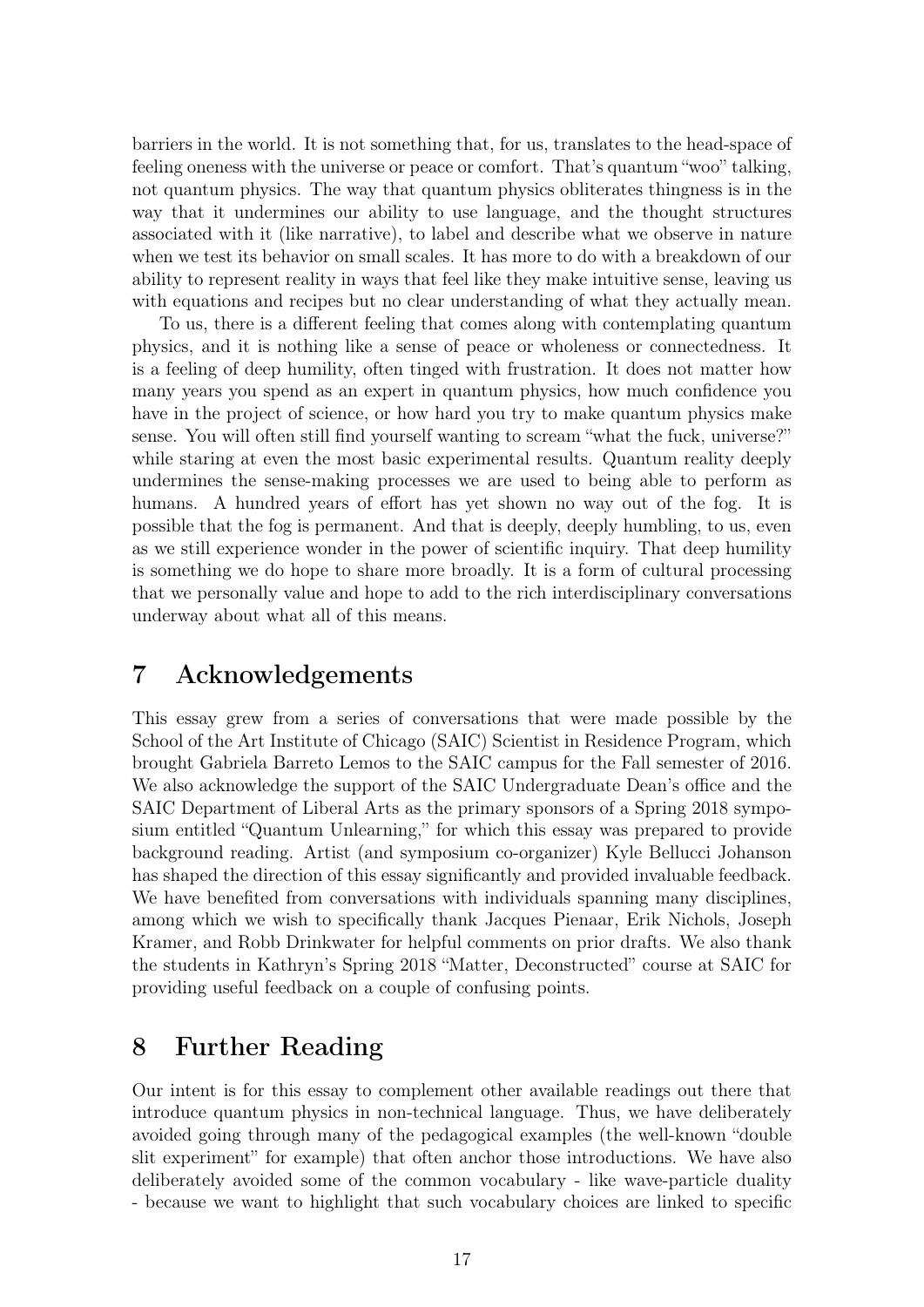barriers in the world. It is not something that, for us, translates to the head-space of feeling oneness with the universe or peace or comfort. That's quantum "woo" talking, not quantum physics. The way that quantum physics obliterates thingness is in the way that it undermines our ability to use language, and the thought structures associated with it (like narrative), to label and describe what we observe in nature when we test its behavior on small scales. It has more to do with a breakdown of our ability to represent reality in ways that feel like they make intuitive sense, leaving us with equations and recipes but no clear understanding of what they actually mean.

To us, there is a different feeling that comes along with contemplating quantum physics, and it is nothing like a sense of peace or wholeness or connectedness. It is a feeling of deep humility, often tinged with frustration. It does not matter how many years you spend as an expert in quantum physics, how much confidence you have in the project of science, or how hard you try to make quantum physics make sense. You will often still find yourself wanting to scream "what the fuck, universe?" while staring at even the most basic experimental results. Quantum reality deeply undermines the sense-making processes we are used to being able to perform as humans. A hundred years of effort has yet shown no way out of the fog. It is possible that the fog is permanent. And that is deeply, deeply humbling, to us, even as we still experience wonder in the power of scientific inquiry. That deep humility is something we do hope to share more broadly. It is a form of cultural processing that we personally value and hope to add to the rich interdisciplinary conversations underway about what all of this means.

# 7 Acknowledgements

This essay grew from a series of conversations that were made possible by the School of the Art Institute of Chicago (SAIC) Scientist in Residence Program, which brought Gabriela Barreto Lemos to the SAIC campus for the Fall semester of 2016. We also acknowledge the support of the SAIC Undergraduate Dean's office and the SAIC Department of Liberal Arts as the primary sponsors of a Spring 2018 symposium entitled "Quantum Unlearning," for which this essay was prepared to provide background reading. Artist (and symposium co-organizer) Kyle Bellucci Johanson has shaped the direction of this essay significantly and provided invaluable feedback. We have benefited from conversations with individuals spanning many disciplines, among which we wish to specifically thank Jacques Pienaar, Erik Nichols, Joseph Kramer, and Robb Drinkwater for helpful comments on prior drafts. We also thank the students in Kathryn's Spring 2018 "Matter, Deconstructed" course at SAIC for providing useful feedback on a couple of confusing points.

# 8 Further Reading

Our intent is for this essay to complement other available readings out there that introduce quantum physics in non-technical language. Thus, we have deliberately avoided going through many of the pedagogical examples (the well-known "double slit experiment" for example) that often anchor those introductions. We have also deliberately avoided some of the common vocabulary - like wave-particle duality - because we want to highlight that such vocabulary choices are linked to specific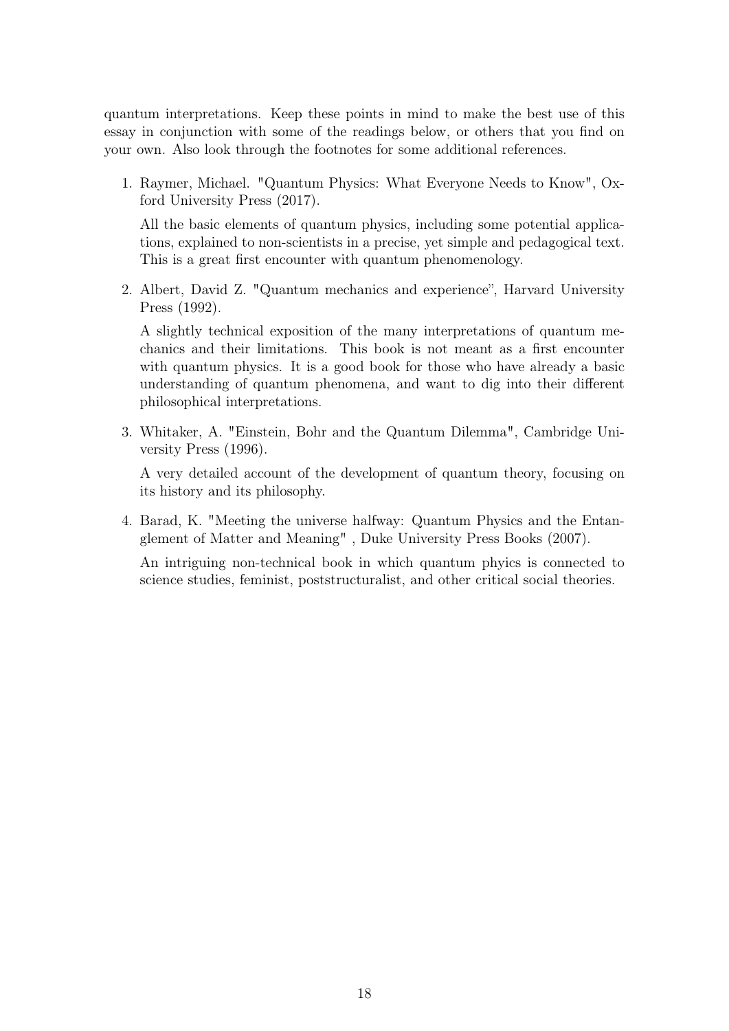quantum interpretations. Keep these points in mind to make the best use of this essay in conjunction with some of the readings below, or others that you find on your own. Also look through the footnotes for some additional references.

1. Raymer, Michael. "Quantum Physics: What Everyone Needs to Know", Oxford University Press (2017).

   All the basic elements of quantum physics, including some potential applications, explained to non-scientists in a precise, yet simple and pedagogical text. This is a great first encounter with quantum phenomenology.

2. Albert, David Z. "Quantum mechanics and experience", Harvard University Press (1992).

   A slightly technical exposition of the many interpretations of quantum mechanics and their limitations. This book is not meant as a first encounter with quantum physics. It is a good book for those who have already a basic understanding of quantum phenomena, and want to dig into their different philosophical interpretations.

3. Whitaker, A. "Einstein, Bohr and the Quantum Dilemma", Cambridge University Press (1996).

   A very detailed account of the development of quantum theory, focusing on its history and its philosophy.

4. Barad, K. "Meeting the universe halfway: Quantum Physics and the Entanglement of Matter and Meaning" , Duke University Press Books (2007).

   An intriguing non-technical book in which quantum phyics is connected to science studies, feminist, poststructuralist, and other critical social theories.